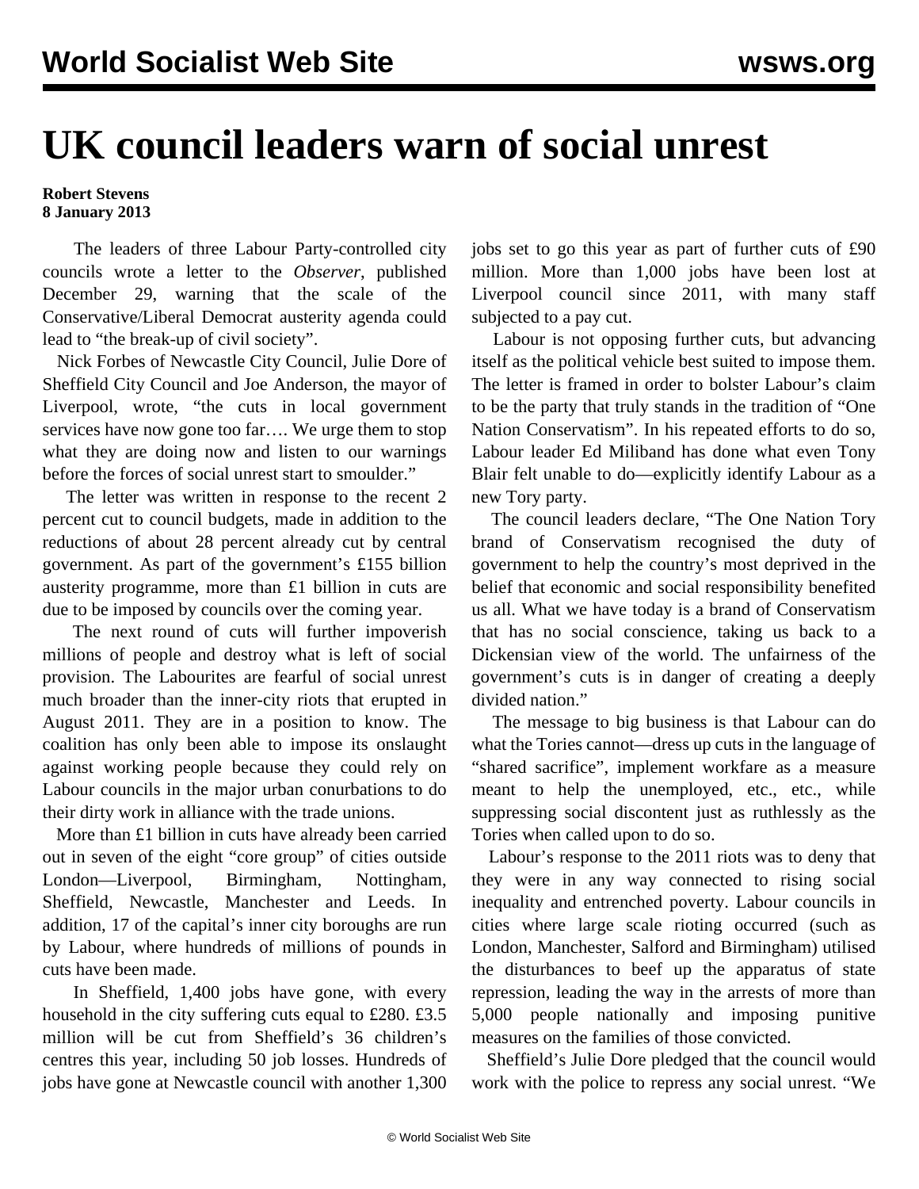# UK council leaders warn of social unrest

**Robert Stevens**
**8 January 2013**

The leaders of three Labour Party-controlled city councils wrote a letter to the *Observer*, published December 29, warning that the scale of the Conservative/Liberal Democrat austerity agenda could lead to "the break-up of civil society".

Nick Forbes of Newcastle City Council, Julie Dore of Sheffield City Council and Joe Anderson, the mayor of Liverpool, wrote, "the cuts in local government services have now gone too far…. We urge them to stop what they are doing now and listen to our warnings before the forces of social unrest start to smoulder."

The letter was written in response to the recent 2 percent cut to council budgets, made in addition to the reductions of about 28 percent already cut by central government. As part of the government's £155 billion austerity programme, more than £1 billion in cuts are due to be imposed by councils over the coming year.

The next round of cuts will further impoverish millions of people and destroy what is left of social provision. The Labourites are fearful of social unrest much broader than the inner-city riots that erupted in August 2011. They are in a position to know. The coalition has only been able to impose its onslaught against working people because they could rely on Labour councils in the major urban conurbations to do their dirty work in alliance with the trade unions.

More than £1 billion in cuts have already been carried out in seven of the eight "core group" of cities outside London—Liverpool, Birmingham, Nottingham, Sheffield, Newcastle, Manchester and Leeds. In addition, 17 of the capital's inner city boroughs are run by Labour, where hundreds of millions of pounds in cuts have been made.

In Sheffield, 1,400 jobs have gone, with every household in the city suffering cuts equal to £280. £3.5 million will be cut from Sheffield's 36 children's centres this year, including 50 job losses. Hundreds of jobs have gone at Newcastle council with another 1,300 jobs set to go this year as part of further cuts of £90 million. More than 1,000 jobs have been lost at Liverpool council since 2011, with many staff subjected to a pay cut.

Labour is not opposing further cuts, but advancing itself as the political vehicle best suited to impose them. The letter is framed in order to bolster Labour's claim to be the party that truly stands in the tradition of "One Nation Conservatism". In his repeated efforts to do so, Labour leader Ed Miliband has done what even Tony Blair felt unable to do—explicitly identify Labour as a new Tory party.

The council leaders declare, "The One Nation Tory brand of Conservatism recognised the duty of government to help the country's most deprived in the belief that economic and social responsibility benefited us all. What we have today is a brand of Conservatism that has no social conscience, taking us back to a Dickensian view of the world. The unfairness of the government's cuts is in danger of creating a deeply divided nation."

The message to big business is that Labour can do what the Tories cannot—dress up cuts in the language of "shared sacrifice", implement workfare as a measure meant to help the unemployed, etc., etc., while suppressing social discontent just as ruthlessly as the Tories when called upon to do so.

Labour's response to the 2011 riots was to deny that they were in any way connected to rising social inequality and entrenched poverty. Labour councils in cities where large scale rioting occurred (such as London, Manchester, Salford and Birmingham) utilised the disturbances to beef up the apparatus of state repression, leading the way in the arrests of more than 5,000 people nationally and imposing punitive measures on the families of those convicted.

Sheffield's Julie Dore pledged that the council would work with the police to repress any social unrest. "We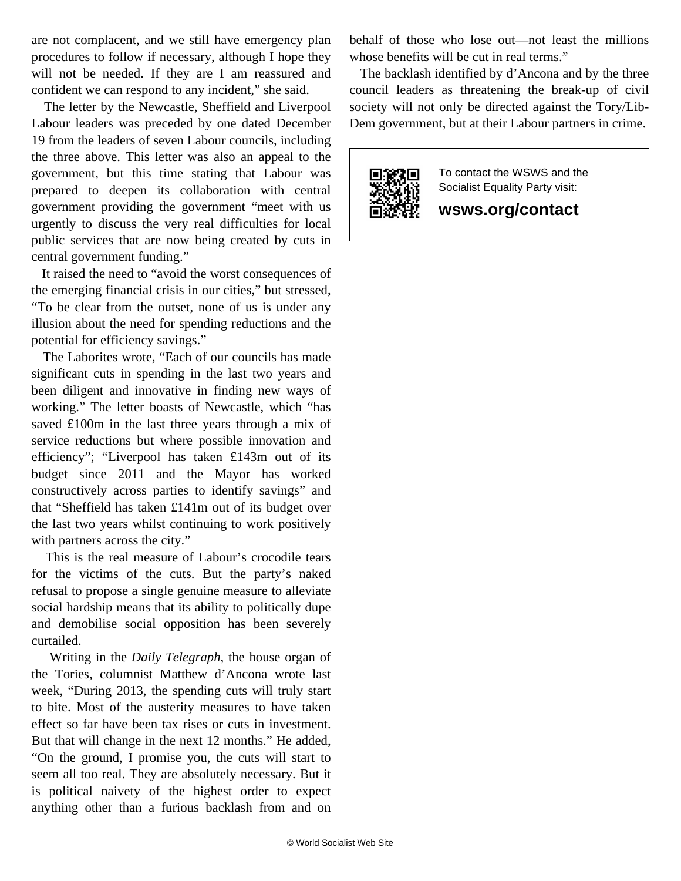are not complacent, and we still have emergency plan procedures to follow if necessary, although I hope they will not be needed. If they are I am reassured and confident we can respond to any incident," she said.

The letter by the Newcastle, Sheffield and Liverpool Labour leaders was preceded by one dated December 19 from the leaders of seven Labour councils, including the three above. This letter was also an appeal to the government, but this time stating that Labour was prepared to deepen its collaboration with central government providing the government "meet with us urgently to discuss the very real difficulties for local public services that are now being created by cuts in central government funding."

It raised the need to "avoid the worst consequences of the emerging financial crisis in our cities," but stressed, "To be clear from the outset, none of us is under any illusion about the need for spending reductions and the potential for efficiency savings."

The Laborites wrote, "Each of our councils has made significant cuts in spending in the last two years and been diligent and innovative in finding new ways of working." The letter boasts of Newcastle, which "has saved £100m in the last three years through a mix of service reductions but where possible innovation and efficiency"; "Liverpool has taken £143m out of its budget since 2011 and the Mayor has worked constructively across parties to identify savings" and that "Sheffield has taken £141m out of its budget over the last two years whilst continuing to work positively with partners across the city."

This is the real measure of Labour's crocodile tears for the victims of the cuts. But the party's naked refusal to propose a single genuine measure to alleviate social hardship means that its ability to politically dupe and demobilise social opposition has been severely curtailed.

Writing in the *Daily Telegraph*, the house organ of the Tories, columnist Matthew d'Ancona wrote last week, "During 2013, the spending cuts will truly start to bite. Most of the austerity measures to have taken effect so far have been tax rises or cuts in investment. But that will change in the next 12 months." He added, "On the ground, I promise you, the cuts will start to seem all too real. They are absolutely necessary. But it is political naivety of the highest order to expect anything other than a furious backlash from and on behalf of those who lose out—not least the millions whose benefits will be cut in real terms."

The backlash identified by d'Ancona and by the three council leaders as threatening the break-up of civil society will not only be directed against the Tory/Lib-Dem government, but at their Labour partners in crime.

To contact the WSWS and the Socialist Equality Party visit:

**wsws.org/contact**